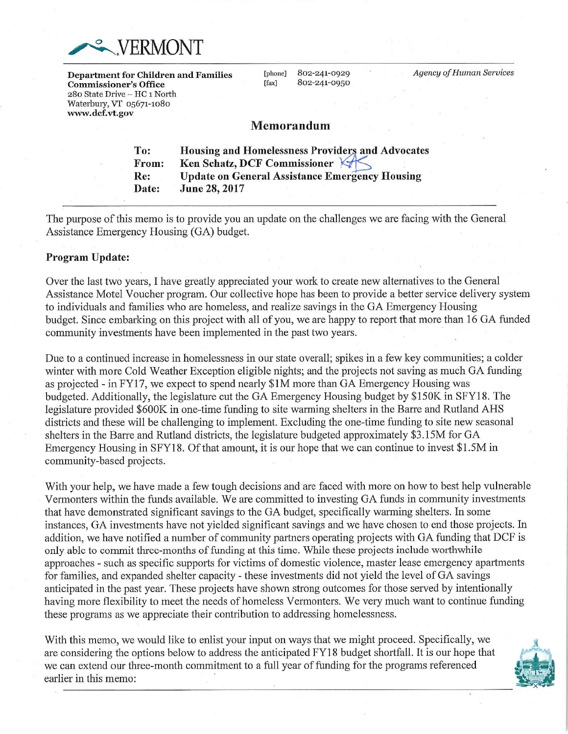# VERMONT

**Department for Children and Families**
**Commissioner's Office**
280 State Drive – HC 1 North
Waterbury, VT 05671-1080
**www.dcf.vt.gov**

[phone] 802-241-0929
[fax] 802-241-0950

*Agency of Human Services*

## Memorandum

**To:** **Housing and Homelessness Providers and Advocates**
**From:** **Ken Schatz, DCF Commissioner**
**Re:** **Update on General Assistance Emergency Housing**
**Date:** **June 28, 2017**

---

The purpose of this memo is to provide you an update on the challenges we are facing with the General Assistance Emergency Housing (GA) budget.

**Program Update:**

Over the last two years, I have greatly appreciated your work to create new alternatives to the General Assistance Motel Voucher program. Our collective hope has been to provide a better service delivery system to individuals and families who are homeless, and realize savings in the GA Emergency Housing budget. Since embarking on this project with all of you, we are happy to report that more than 16 GA funded community investments have been implemented in the past two years.

Due to a continued increase in homelessness in our state overall; spikes in a few key communities; a colder winter with more Cold Weather Exception eligible nights; and the projects not saving as much GA funding as projected - in FY17, we expect to spend nearly $1M more than GA Emergency Housing was budgeted. Additionally, the legislature cut the GA Emergency Housing budget by $150K in SFY18. The legislature provided $600K in one-time funding to site warming shelters in the Barre and Rutland AHS districts and these will be challenging to implement. Excluding the one-time funding to site new seasonal shelters in the Barre and Rutland districts, the legislature budgeted approximately $3.15M for GA Emergency Housing in SFY18. Of that amount, it is our hope that we can continue to invest $1.5M in community-based projects.

With your help, we have made a few tough decisions and are faced with more on how to best help vulnerable Vermonters within the funds available. We are committed to investing GA funds in community investments that have demonstrated significant savings to the GA budget, specifically warming shelters. In some instances, GA investments have not yielded significant savings and we have chosen to end those projects. In addition, we have notified a number of community partners operating projects with GA funding that DCF is only able to commit three-months of funding at this time. While these projects include worthwhile approaches - such as specific supports for victims of domestic violence, master lease emergency apartments for families, and expanded shelter capacity - these investments did not yield the level of GA savings anticipated in the past year. These projects have shown strong outcomes for those served by intentionally having more flexibility to meet the needs of homeless Vermonters. We very much want to continue funding these programs as we appreciate their contribution to addressing homelessness.

With this memo, we would like to enlist your input on ways that we might proceed. Specifically, we are considering the options below to address the anticipated FY18 budget shortfall. It is our hope that we can extend our three-month commitment to a full year of funding for the programs referenced earlier in this memo: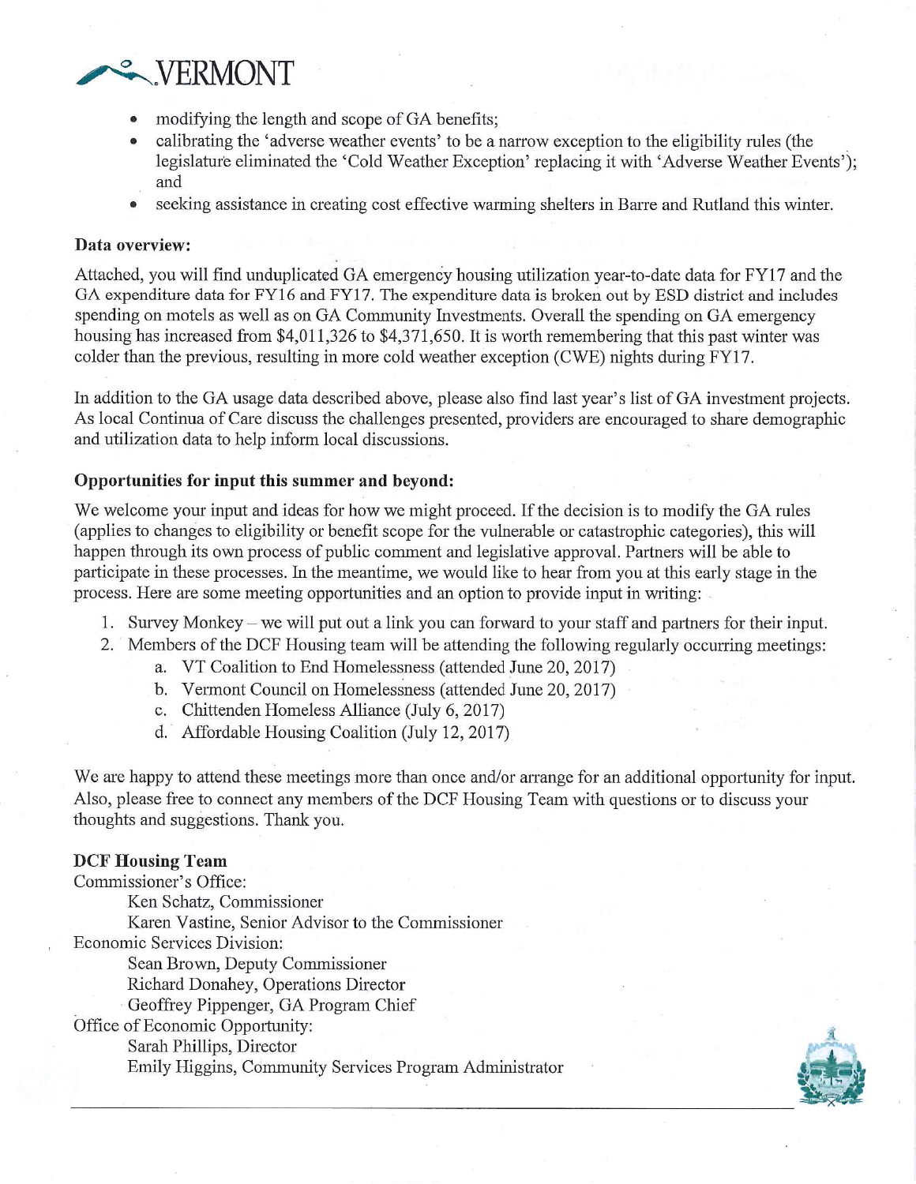- modifying the length and scope of GA benefits;
- calibrating the 'adverse weather events' to be a narrow exception to the eligibility rules (the legislature eliminated the 'Cold Weather Exception' replacing it with 'Adverse Weather Events'); and
- seeking assistance in creating cost effective warming shelters in Barre and Rutland this winter.

**Data overview:**

Attached, you will find unduplicated GA emergency housing utilization year-to-date data for FY17 and the GA expenditure data for FY16 and FY17. The expenditure data is broken out by ESD district and includes spending on motels as well as on GA Community Investments. Overall the spending on GA emergency housing has increased from $4,011,326 to $4,371,650. It is worth remembering that this past winter was colder than the previous, resulting in more cold weather exception (CWE) nights during FY17.

In addition to the GA usage data described above, please also find last year's list of GA investment projects. As local Continua of Care discuss the challenges presented, providers are encouraged to share demographic and utilization data to help inform local discussions.

**Opportunities for input this summer and beyond:**

We welcome your input and ideas for how we might proceed. If the decision is to modify the GA rules (applies to changes to eligibility or benefit scope for the vulnerable or catastrophic categories), this will happen through its own process of public comment and legislative approval. Partners will be able to participate in these processes. In the meantime, we would like to hear from you at this early stage in the process. Here are some meeting opportunities and an option to provide input in writing:

1. Survey Monkey – we will put out a link you can forward to your staff and partners for their input.
2. Members of the DCF Housing team will be attending the following regularly occurring meetings:
   a. VT Coalition to End Homelessness (attended June 20, 2017)
   b. Vermont Council on Homelessness (attended June 20, 2017)
   c. Chittenden Homeless Alliance (July 6, 2017)
   d. Affordable Housing Coalition (July 12, 2017)

We are happy to attend these meetings more than once and/or arrange for an additional opportunity for input. Also, please free to connect any members of the DCF Housing Team with questions or to discuss your thoughts and suggestions. Thank you.

**DCF Housing Team**

Commissioner's Office:
- Ken Schatz, Commissioner
- Karen Vastine, Senior Advisor to the Commissioner

Economic Services Division:
- Sean Brown, Deputy Commissioner
- Richard Donahey, Operations Director
- Geoffrey Pippenger, GA Program Chief

Office of Economic Opportunity:
- Sarah Phillips, Director
- Emily Higgins, Community Services Program Administrator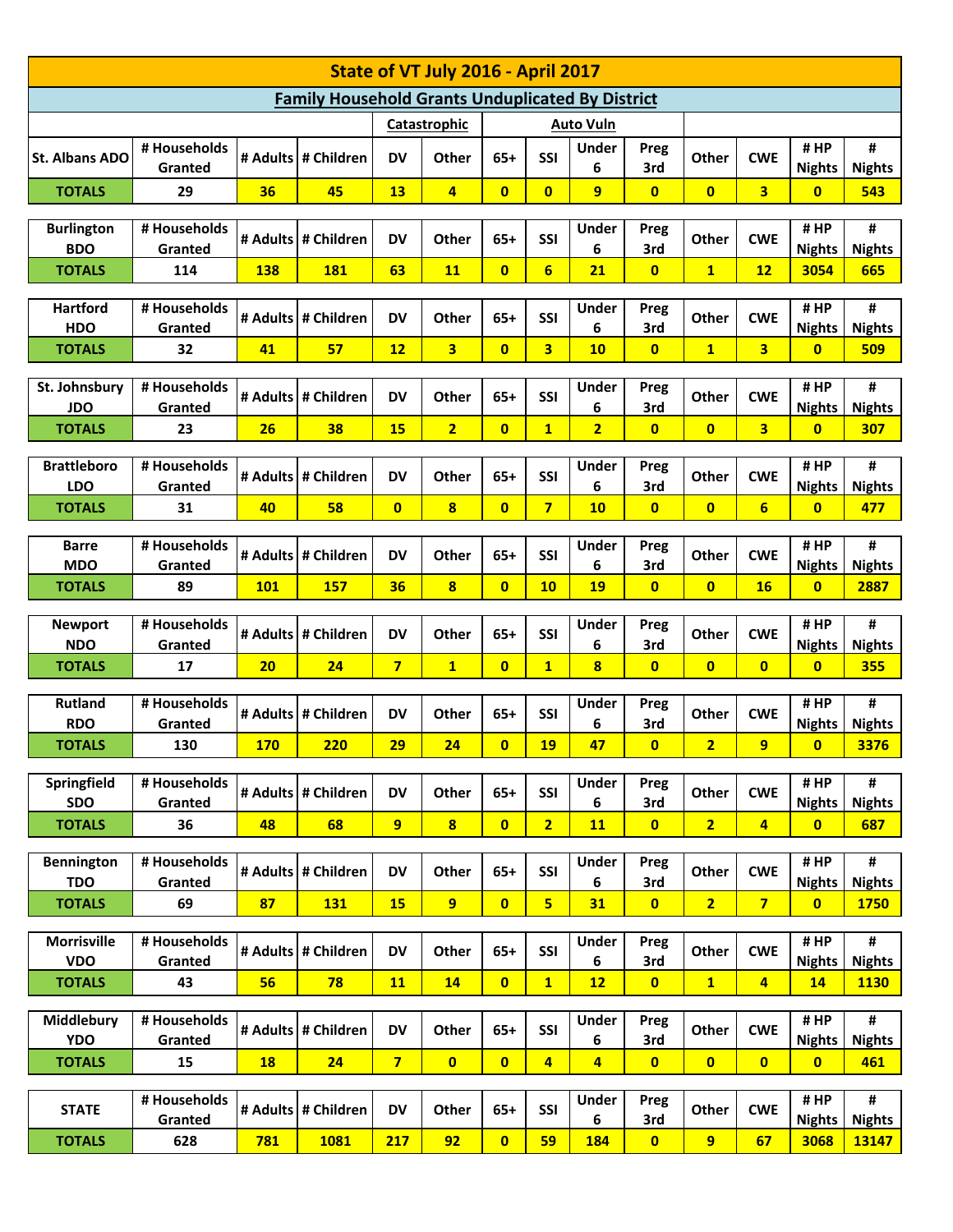## State of VT July 2016 - April 2017

### Family Household Grants Unduplicated By District

| | | | | Catastrophic | | Auto Vuln | | | | | | | |
|---|---|---|---|---|---|---|---|---|---|---|---|---|---|
| St. Albans ADO | # Households Granted | # Adults | # Children | DV | Other | 65+ | SSI | Under 6 | Preg 3rd | Other | CWE | # HP Nights | # Nights |
| **TOTALS** | 29 | **36** | **45** | **13** | **4** | **0** | **0** | **9** | **0** | **0** | **3** | **0** | **543** |

| Burlington BDO | # Households Granted | # Adults | # Children | DV | Other | 65+ | SSI | Under 6 | Preg 3rd | Other | CWE | # HP Nights | # Nights |
|---|---|---|---|---|---|---|---|---|---|---|---|---|---|
| **TOTALS** | 114 | **138** | **181** | **63** | **11** | **0** | **6** | **21** | **0** | **1** | **12** | **3054** | **665** |

| Hartford HDO | # Households Granted | # Adults | # Children | DV | Other | 65+ | SSI | Under 6 | Preg 3rd | Other | CWE | # HP Nights | # Nights |
|---|---|---|---|---|---|---|---|---|---|---|---|---|---|
| **TOTALS** | 32 | **41** | **57** | **12** | **3** | **0** | **3** | **10** | **0** | **1** | **3** | **0** | **509** |

| St. Johnsbury JDO | # Households Granted | # Adults | # Children | DV | Other | 65+ | SSI | Under 6 | Preg 3rd | Other | CWE | # HP Nights | # Nights |
|---|---|---|---|---|---|---|---|---|---|---|---|---|---|
| **TOTALS** | 23 | **26** | **38** | **15** | **2** | **0** | **1** | **2** | **0** | **0** | **3** | **0** | **307** |

| Brattleboro LDO | # Households Granted | # Adults | # Children | DV | Other | 65+ | SSI | Under 6 | Preg 3rd | Other | CWE | # HP Nights | # Nights |
|---|---|---|---|---|---|---|---|---|---|---|---|---|---|
| **TOTALS** | 31 | **40** | **58** | **0** | **8** | **0** | **7** | **10** | **0** | **0** | **6** | **0** | **477** |

| Barre MDO | # Households Granted | # Adults | # Children | DV | Other | 65+ | SSI | Under 6 | Preg 3rd | Other | CWE | # HP Nights | # Nights |
|---|---|---|---|---|---|---|---|---|---|---|---|---|---|
| **TOTALS** | 89 | **101** | **157** | **36** | **8** | **0** | **10** | **19** | **0** | **0** | **16** | **0** | **2887** |

| Newport NDO | # Households Granted | # Adults | # Children | DV | Other | 65+ | SSI | Under 6 | Preg 3rd | Other | CWE | # HP Nights | # Nights |
|---|---|---|---|---|---|---|---|---|---|---|---|---|---|
| **TOTALS** | 17 | **20** | **24** | **7** | **1** | **0** | **1** | **8** | **0** | **0** | **0** | **0** | **355** |

| Rutland RDO | # Households Granted | # Adults | # Children | DV | Other | 65+ | SSI | Under 6 | Preg 3rd | Other | CWE | # HP Nights | # Nights |
|---|---|---|---|---|---|---|---|---|---|---|---|---|---|
| **TOTALS** | 130 | **170** | **220** | **29** | **24** | **0** | **19** | **47** | **0** | **2** | **9** | **0** | **3376** |

| Springfield SDO | # Households Granted | # Adults | # Children | DV | Other | 65+ | SSI | Under 6 | Preg 3rd | Other | CWE | # HP Nights | # Nights |
|---|---|---|---|---|---|---|---|---|---|---|---|---|---|
| **TOTALS** | 36 | **48** | **68** | **9** | **8** | **0** | **2** | **11** | **0** | **2** | **4** | **0** | **687** |

| Bennington TDO | # Households Granted | # Adults | # Children | DV | Other | 65+ | SSI | Under 6 | Preg 3rd | Other | CWE | # HP Nights | # Nights |
|---|---|---|---|---|---|---|---|---|---|---|---|---|---|
| **TOTALS** | 69 | **87** | **131** | **15** | **9** | **0** | **5** | **31** | **0** | **2** | **7** | **0** | **1750** |

| Morrisville VDO | # Households Granted | # Adults | # Children | DV | Other | 65+ | SSI | Under 6 | Preg 3rd | Other | CWE | # HP Nights | # Nights |
|---|---|---|---|---|---|---|---|---|---|---|---|---|---|
| **TOTALS** | 43 | **56** | **78** | **11** | **14** | **0** | **1** | **12** | **0** | **1** | **4** | **14** | **1130** |

| Middlebury YDO | # Households Granted | # Adults | # Children | DV | Other | 65+ | SSI | Under 6 | Preg 3rd | Other | CWE | # HP Nights | # Nights |
|---|---|---|---|---|---|---|---|---|---|---|---|---|---|
| **TOTALS** | 15 | **18** | **24** | **7** | **0** | **0** | **4** | **4** | **0** | **0** | **0** | **0** | **461** |

| STATE | # Households Granted | # Adults | # Children | DV | Other | 65+ | SSI | Under 6 | Preg 3rd | Other | CWE | # HP Nights | # Nights |
|---|---|---|---|---|---|---|---|---|---|---|---|---|---|
| **TOTALS** | 628 | **781** | **1081** | **217** | **92** | **0** | **59** | **184** | **0** | **9** | **67** | **3068** | **13147** |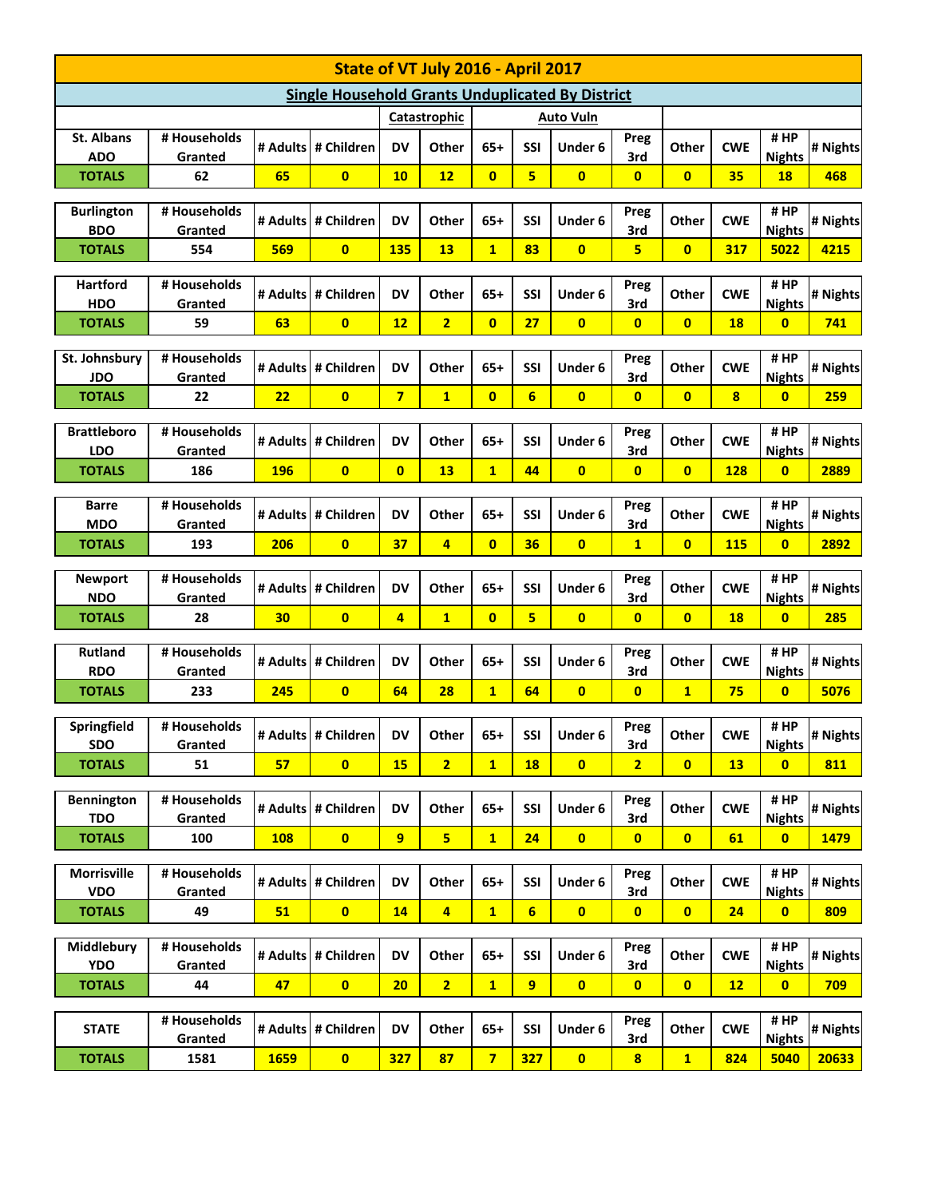## State of VT July 2016 - April 2017

### Single Household Grants Unduplicated By District

| | | | | Catastrophic | | Auto Vuln | | | | | | | |
|---|---|---|---|---|---|---|---|---|---|---|---|---|---|
| St. Albans ADO | # Households Granted | # Adults | # Children | DV | Other | 65+ | SSI | Under 6 | Preg 3rd | Other | CWE | # HP Nights | # Nights |
| TOTALS | 62 | 65 | 0 | 10 | 12 | 0 | 5 | 0 | 0 | 0 | 35 | 18 | 468 |
| Burlington BDO | # Households Granted | # Adults | # Children | DV | Other | 65+ | SSI | Under 6 | Preg 3rd | Other | CWE | # HP Nights | # Nights |
| TOTALS | 554 | 569 | 0 | 135 | 13 | 1 | 83 | 0 | 5 | 0 | 317 | 5022 | 4215 |
| Hartford HDO | # Households Granted | # Adults | # Children | DV | Other | 65+ | SSI | Under 6 | Preg 3rd | Other | CWE | # HP Nights | # Nights |
| TOTALS | 59 | 63 | 0 | 12 | 2 | 0 | 27 | 0 | 0 | 0 | 18 | 0 | 741 |
| St. Johnsbury JDO | # Households Granted | # Adults | # Children | DV | Other | 65+ | SSI | Under 6 | Preg 3rd | Other | CWE | # HP Nights | # Nights |
| TOTALS | 22 | 22 | 0 | 7 | 1 | 0 | 6 | 0 | 0 | 0 | 8 | 0 | 259 |
| Brattleboro LDO | # Households Granted | # Adults | # Children | DV | Other | 65+ | SSI | Under 6 | Preg 3rd | Other | CWE | # HP Nights | # Nights |
| TOTALS | 186 | 196 | 0 | 0 | 13 | 1 | 44 | 0 | 0 | 0 | 128 | 0 | 2889 |
| Barre MDO | # Households Granted | # Adults | # Children | DV | Other | 65+ | SSI | Under 6 | Preg 3rd | Other | CWE | # HP Nights | # Nights |
| TOTALS | 193 | 206 | 0 | 37 | 4 | 0 | 36 | 0 | 1 | 0 | 115 | 0 | 2892 |
| Newport NDO | # Households Granted | # Adults | # Children | DV | Other | 65+ | SSI | Under 6 | Preg 3rd | Other | CWE | # HP Nights | # Nights |
| TOTALS | 28 | 30 | 0 | 4 | 1 | 0 | 5 | 0 | 0 | 0 | 18 | 0 | 285 |
| Rutland RDO | # Households Granted | # Adults | # Children | DV | Other | 65+ | SSI | Under 6 | Preg 3rd | Other | CWE | # HP Nights | # Nights |
| TOTALS | 233 | 245 | 0 | 64 | 28 | 1 | 64 | 0 | 0 | 1 | 75 | 0 | 5076 |
| Springfield SDO | # Households Granted | # Adults | # Children | DV | Other | 65+ | SSI | Under 6 | Preg 3rd | Other | CWE | # HP Nights | # Nights |
| TOTALS | 51 | 57 | 0 | 15 | 2 | 1 | 18 | 0 | 2 | 0 | 13 | 0 | 811 |
| Bennington TDO | # Households Granted | # Adults | # Children | DV | Other | 65+ | SSI | Under 6 | Preg 3rd | Other | CWE | # HP Nights | # Nights |
| TOTALS | 100 | 108 | 0 | 9 | 5 | 1 | 24 | 0 | 0 | 0 | 61 | 0 | 1479 |
| Morrisville VDO | # Households Granted | # Adults | # Children | DV | Other | 65+ | SSI | Under 6 | Preg 3rd | Other | CWE | # HP Nights | # Nights |
| TOTALS | 49 | 51 | 0 | 14 | 4 | 1 | 6 | 0 | 0 | 0 | 24 | 0 | 809 |
| Middlebury YDO | # Households Granted | # Adults | # Children | DV | Other | 65+ | SSI | Under 6 | Preg 3rd | Other | CWE | # HP Nights | # Nights |
| TOTALS | 44 | 47 | 0 | 20 | 2 | 1 | 9 | 0 | 0 | 0 | 12 | 0 | 709 |
| STATE | # Households Granted | # Adults | # Children | DV | Other | 65+ | SSI | Under 6 | Preg 3rd | Other | CWE | # HP Nights | # Nights |
| TOTALS | 1581 | 1659 | 0 | 327 | 87 | 7 | 327 | 0 | 8 | 1 | 824 | 5040 | 20633 |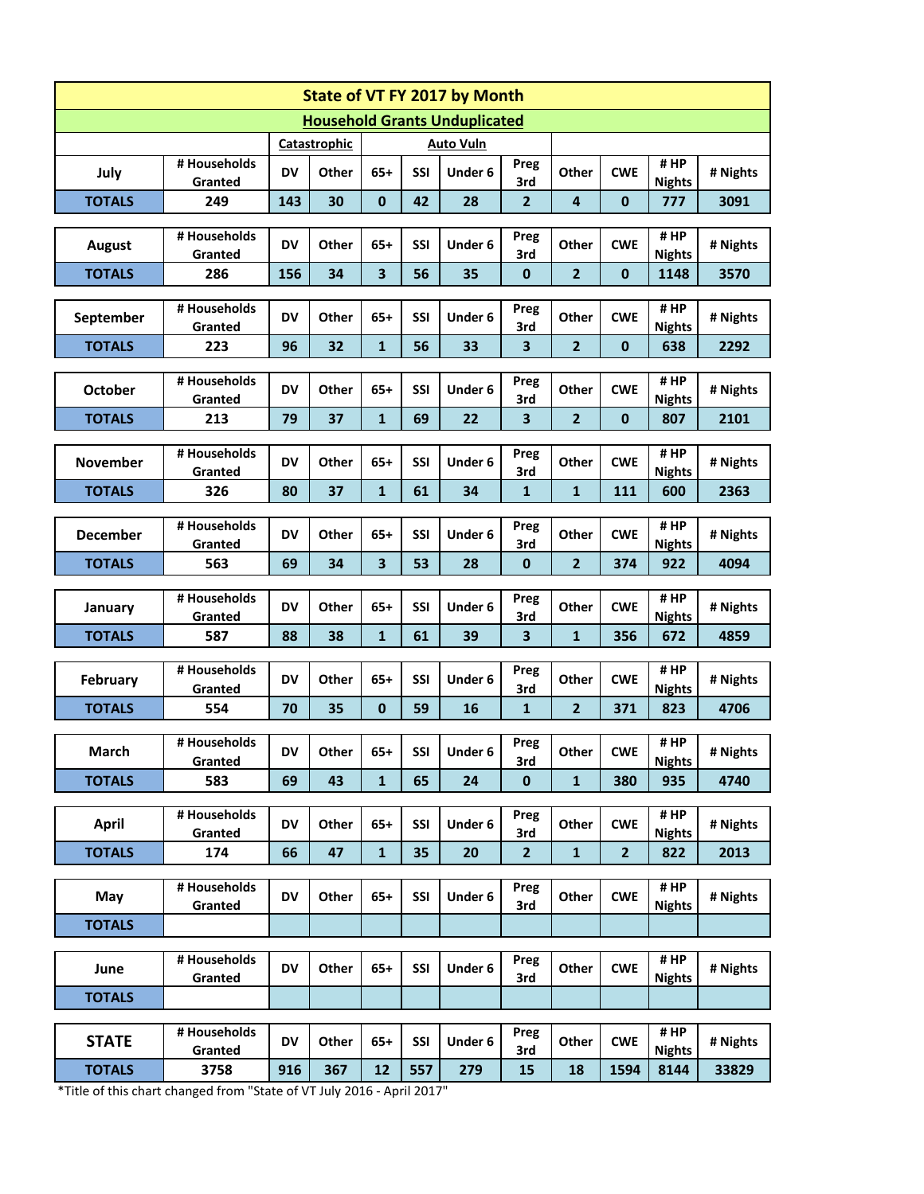| State of VT FY 2017 by Month | | | | | | | | | | | |
|---|---|---|---|---|---|---|---|---|---|---|---|
| **Household Grants Unduplicated** | | | | | | | | | | | |
| | | **Catastrophic** | | **Auto Vuln** | | | | | | | |
| **Month** | **# Households Granted** | **DV** | **Other** | **65+** | **SSI** | **Under 6** | **Preg 3rd** | **Other** | **CWE** | **# HP Nights** | **# Nights** |
| July TOTALS | 249 | 143 | 30 | 0 | 42 | 28 | 2 | 4 | 0 | 777 | 3091 |
| August TOTALS | 286 | 156 | 34 | 3 | 56 | 35 | 0 | 2 | 0 | 1148 | 3570 |
| September TOTALS | 223 | 96 | 32 | 1 | 56 | 33 | 3 | 2 | 0 | 638 | 2292 |
| October TOTALS | 213 | 79 | 37 | 1 | 69 | 22 | 3 | 2 | 0 | 807 | 2101 |
| November TOTALS | 326 | 80 | 37 | 1 | 61 | 34 | 1 | 1 | 111 | 600 | 2363 |
| December TOTALS | 563 | 69 | 34 | 3 | 53 | 28 | 0 | 2 | 374 | 922 | 4094 |
| January TOTALS | 587 | 88 | 38 | 1 | 61 | 39 | 3 | 1 | 356 | 672 | 4859 |
| February TOTALS | 554 | 70 | 35 | 0 | 59 | 16 | 1 | 2 | 371 | 823 | 4706 |
| March TOTALS | 583 | 69 | 43 | 1 | 65 | 24 | 0 | 1 | 380 | 935 | 4740 |
| April TOTALS | 174 | 66 | 47 | 1 | 35 | 20 | 2 | 1 | 2 | 822 | 2013 |
| May TOTALS | | | | | | | | | | | |
| June TOTALS | | | | | | | | | | | |
| **STATE TOTALS** | 3758 | 916 | 367 | 12 | 557 | 279 | 15 | 18 | 1594 | 8144 | 33829 |

*Title of this chart changed from "State of VT July 2016 - April 2017"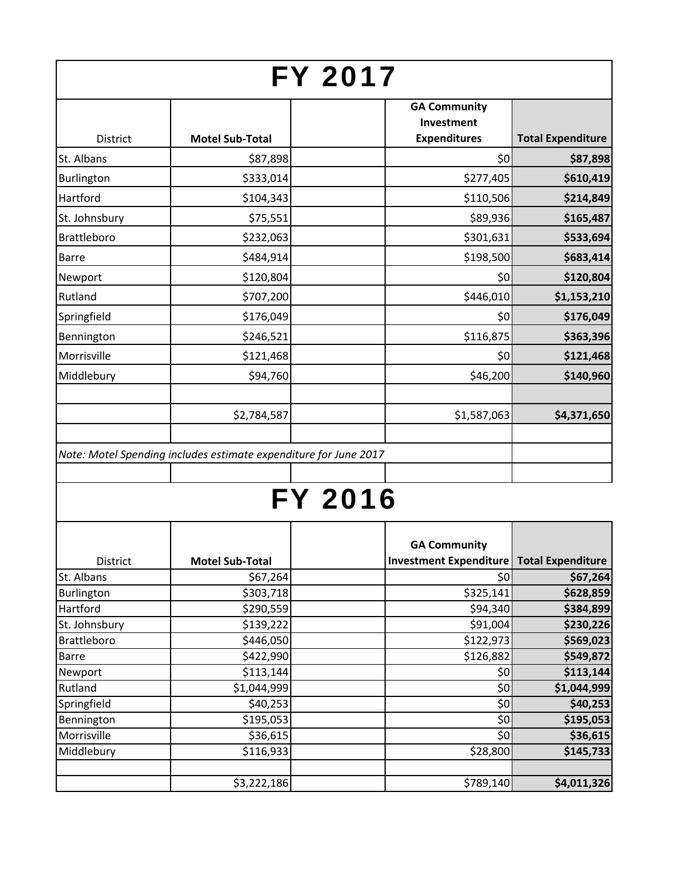# FY 2017

| District | Motel Sub-Total | | GA Community Investment Expenditures | Total Expenditure |
|---|---|---|---|---|
| St. Albans | $87,898 | | $0 | **$87,898** |
| Burlington | $333,014 | | $277,405 | **$610,419** |
| Hartford | $104,343 | | $110,506 | **$214,849** |
| St. Johnsbury | $75,551 | | $89,936 | **$165,487** |
| Brattleboro | $232,063 | | $301,631 | **$533,694** |
| Barre | $484,914 | | $198,500 | **$683,414** |
| Newport | $120,804 | | $0 | **$120,804** |
| Rutland | $707,200 | | $446,010 | **$1,153,210** |
| Springfield | $176,049 | | $0 | **$176,049** |
| Bennington | $246,521 | | $116,875 | **$363,396** |
| Morrisville | $121,468 | | $0 | **$121,468** |
| Middlebury | $94,760 | | $46,200 | **$140,960** |
| | | | | |
| | $2,784,587 | | $1,587,063 | **$4,371,650** |

*Note: Motel Spending includes estimate expenditure for June 2017*

# FY 2016

| District | Motel Sub-Total | | GA Community Investment Expenditure | Total Expenditure |
|---|---|---|---|---|
| St. Albans | $67,264 | | $0 | **$67,264** |
| Burlington | $303,718 | | $325,141 | **$628,859** |
| Hartford | $290,559 | | $94,340 | **$384,899** |
| St. Johnsbury | $139,222 | | $91,004 | **$230,226** |
| Brattleboro | $446,050 | | $122,973 | **$569,023** |
| Barre | $422,990 | | $126,882 | **$549,872** |
| Newport | $113,144 | | $0 | **$113,144** |
| Rutland | $1,044,999 | | $0 | **$1,044,999** |
| Springfield | $40,253 | | $0 | **$40,253** |
| Bennington | $195,053 | | $0 | **$195,053** |
| Morrisville | $36,615 | | $0 | **$36,615** |
| Middlebury | $116,933 | | $28,800 | **$145,733** |
| | | | | |
| | $3,222,186 | | $789,140 | **$4,011,326** |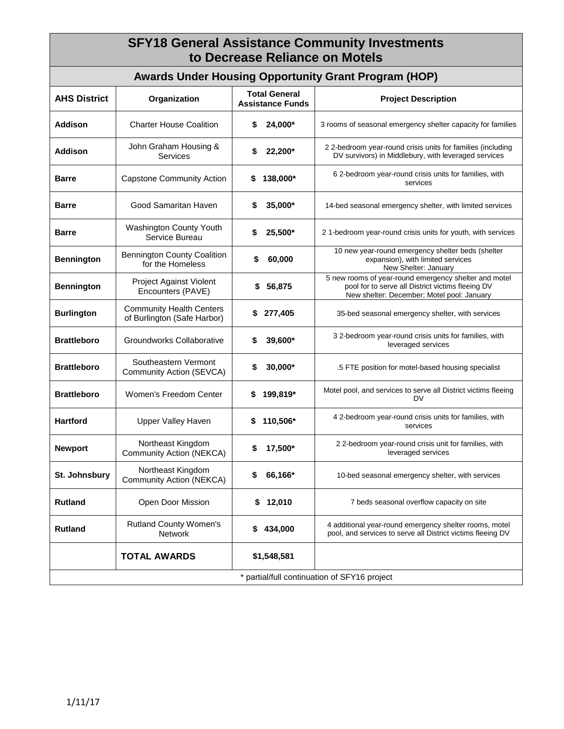## SFY18 General Assistance Community Investments to Decrease Reliance on Motels

### Awards Under Housing Opportunity Grant Program (HOP)

| AHS District | Organization | Total General Assistance Funds | Project Description |
|---|---|---|---|
| Addison | Charter House Coalition | $ 24,000* | 3 rooms of seasonal emergency shelter capacity for families |
| Addison | John Graham Housing & Services | $ 22,200* | 2 2-bedroom year-round crisis units for families (including DV survivors) in Middlebury, with leveraged services |
| Barre | Capstone Community Action | $ 138,000* | 6 2-bedroom year-round crisis units for families, with services |
| Barre | Good Samaritan Haven | $ 35,000* | 14-bed seasonal emergency shelter, with limited services |
| Barre | Washington County Youth Service Bureau | $ 25,500* | 2 1-bedroom year-round crisis units for youth, with services |
| Bennington | Bennington County Coalition for the Homeless | $ 60,000 | 10 new year-round emergency shelter beds (shelter expansion), with limited services<br>New Shelter: January |
| Bennington | Project Against Violent Encounters (PAVE) | $ 56,875 | 5 new rooms of year-round emergency shelter and motel pool for to serve all District victims fleeing DV<br>New shelter: December; Motel pool: January |
| Burlington | Community Health Centers of Burlington (Safe Harbor) | $ 277,405 | 35-bed seasonal emergency shelter, with services |
| Brattleboro | Groundworks Collaborative | $ 39,600* | 3 2-bedroom year-round crisis units for families, with leveraged services |
| Brattleboro | Southeastern Vermont Community Action (SEVCA) | $ 30,000* | .5 FTE position for motel-based housing specialist |
| Brattleboro | Women's Freedom Center | $ 199,819* | Motel pool, and services to serve all District victims fleeing DV |
| Hartford | Upper Valley Haven | $ 110,506* | 4 2-bedroom year-round crisis units for families, with services |
| Newport | Northeast Kingdom Community Action (NEKCA) | $ 17,500* | 2 2-bedroom year-round crisis unit for families, with leveraged services |
| St. Johnsbury | Northeast Kingdom Community Action (NEKCA) | $ 66,166* | 10-bed seasonal emergency shelter, with services |
| Rutland | Open Door Mission | $ 12,010 | 7 beds seasonal overflow capacity on site |
| Rutland | Rutland County Women's Network | $ 434,000 | 4 additional year-round emergency shelter rooms, motel pool, and services to serve all District victims fleeing DV |
| | **TOTAL AWARDS** | $1,548,581 | |

* partial/full continuation of SFY16 project

1/11/17